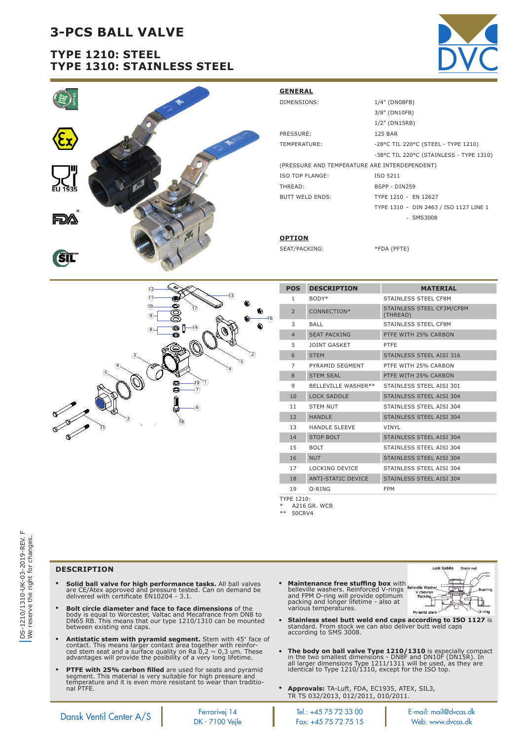# 3-PCS BALL VALVE

## TYPE 1210: STEEL
## TYPE 1310: STAINLESS STEEL

### GENERAL

| | |
|---|---|
| DIMENSIONS: | 1/4" (DN08FB) |
| | 3/8" (DN10FB) |
| | 1/2" (DN15RB) |
| PRESSURE: | 125 BAR |
| TEMPERATURE: | -28°C TIL 220°C (STEEL - TYPE 1210) |
| | -38°C TIL 220°C (STAINLESS - TYPE 1310) |

(PRESSURE AND TEMPERATURE ARE INTERDEPENDENT)

| | |
|---|---|
| ISO TOP FLANGE: | ISO 5211 |
| THREAD: | BSPP - DIN259 |
| BUTT WELD ENDS: | TYPE 1210 - EN 12627 |
| | TYPE 1310 - DIN 2463 / ISO 1127 LINE 1 |
| | - SMS3008 |

### OPTION

| | |
|---|---|
| SEAT/PACKING: | *FDA (PFTE) |

| POS | DESCRIPTION | MATERIAL |
|---|---|---|
| 1 | BODY* | STAINLESS STEEL CF8M |
| 2 | CONNECTION* | STAINLESS STEEL CF3M/CF8M (THREAD) |
| 3 | BALL | STAINLESS STEEL CF8M |
| 4 | SEAT PACKING | PTFE WITH 25% CARBON |
| 5 | JOINT GASKET | PTFE |
| 6 | STEM | STAINLESS STEEL AISI 316 |
| 7 | PYRAMID SEGMENT | PTFE WITH 25% CARBON |
| 8 | STEM SEAL | PTFE WITH 25% CARBON |
| 9 | BELLEVILLE WASHER** | STAINLESS STEEL AISI 301 |
| 10 | LOCK SADDLE | STAINLESS STEEL AISI 304 |
| 11 | STEM NUT | STAINLESS STEEL AISI 304 |
| 12 | HANDLE | STAINLESS STEEL AISI 304 |
| 13 | HANDLE SLEEVE | VINYL |
| 14 | STOP BOLT | STAINLESS STEEL AISI 304 |
| 15 | BOLT | STAINLESS STEEL AISI 304 |
| 16 | NUT | STAINLESS STEEL AISI 304 |
| 17 | LOCKING DEVICE | STAINLESS STEEL AISI 304 |
| 18 | ANTI-STATIC DEVICE | STAINLESS STEEL AISI 304 |
| 19 | O-RING | FPM |

TYPE 1210:
\* A216 GR. WCB
\*\* 50CRV4

DS-1210/1310-UK-03-2019-REV. F
We reserve the right for changes.

### DESCRIPTION

- **Solid ball valve for high performance tasks.** All ball valves are CE/Atex approved and pressure tested. Can on demand be delivered with certificate EN10204 - 3.1.
- **Bolt circle diameter and face to face dimensions** of the body is equal to Worcester, Valtac and Mecafrance from DN8 to DN65 RB. This means that our type 1210/1310 can be mounted between existing end caps.
- **Antistatic stem with pyramid segment.** Stem with 45° face of contact. This means larger contact area together with reinforced stem seat and a surface quality on Ra 0,2 ~ 0,3 um. These advantages will provide the posibility of a very long lifetime.
- **PTFE with 25% carbon filled** are used for seats and pyramid segment. This material is very suitable for high pressure and temperature and it is even more resistant to wear than traditional PTFE.
- **Maintenance free stuffing box** with belleville washers. Reinforced V-rings and FPM O-ring will provide optimum packing and longer lifetime - also at various temperatures.
- **Stainless steel butt weld end caps according to ISO 1127** is standard. From stock we can also deliver butt weld caps according to SMS 3008.
- **The body on ball valve Type 1210/1310** is especially compact in the two smallest dimensions - DN8F and DN10F (DN15R). In all larger dimensions Type 1211/1311 will be used, as they are identical to Type 1210/1310, except for the ISO top.
- **Approvals:** TA-Luft, FDA, EC1935, ATEX, SIL3, TR TS 032/2013, 012/2011, 010/2011.

Dansk Ventil Center A/S | Ferrarivej 14, DK - 7100 Vejle | Tel.: +45 75 72 33 00, Fax: +45 75 72 75 15 | E-mail: mail@dvcas.dk, Web: www.dvcas.dk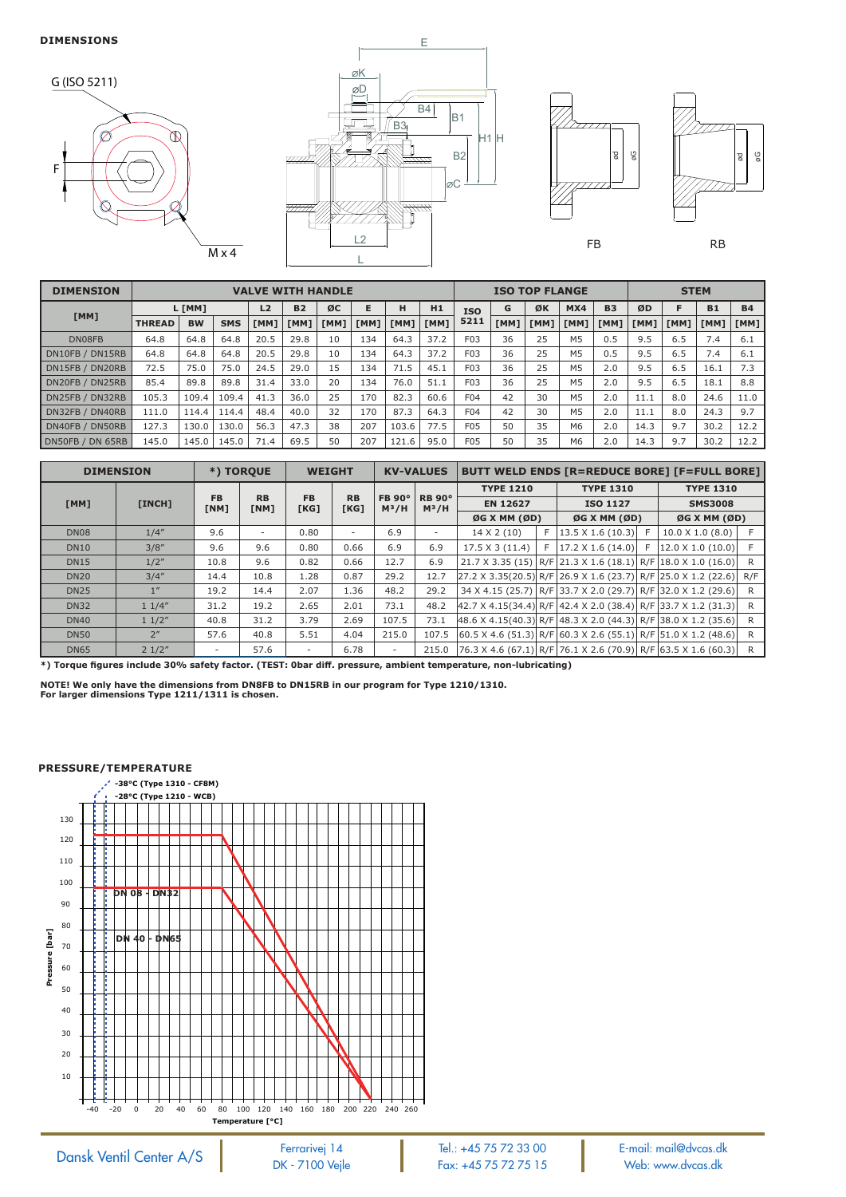**DIMENSIONS**

G (ISO 5211)

F

M x 4

E
øK
øD
B4
B3
B1
H1 H
B2
øC
L2
L

ød øG
FB

ød øG
RB

| DIMENSION | VALVE WITH HANDLE | | | | | | | | | ISO TOP FLANGE | | | | | STEM | | | |
|---|---|---|---|---|---|---|---|---|---|---|---|---|---|---|---|---|---|---|
| [MM] | L [MM] | | | L2 | B2 | ØC | E | H | H1 | ISO 5211 | G | ØK | MX4 | B3 | ØD | F | B1 | B4 |
| | THREAD | BW | SMS | [MM] | [MM] | [MM] | [MM] | [MM] | [MM] | | [MM] | [MM] | [MM] | [MM] | [MM] | [MM] | [MM] | [MM] |
| DN08FB | 64.8 | 64.8 | 64.8 | 20.5 | 29.8 | 10 | 134 | 64.3 | 37.2 | F03 | 36 | 25 | M5 | 0.5 | 9.5 | 6.5 | 7.4 | 6.1 |
| DN10FB / DN15RB | 64.8 | 64.8 | 64.8 | 20.5 | 29.8 | 10 | 134 | 64.3 | 37.2 | F03 | 36 | 25 | M5 | 0.5 | 9.5 | 6.5 | 7.4 | 6.1 |
| DN15FB / DN20RB | 72.5 | 75.0 | 75.0 | 24.5 | 29.0 | 15 | 134 | 71.5 | 45.1 | F03 | 36 | 25 | M5 | 2.0 | 9.5 | 6.5 | 16.1 | 7.3 |
| DN20FB / DN25RB | 85.4 | 89.8 | 89.8 | 31.4 | 33.0 | 20 | 134 | 76.0 | 51.1 | F03 | 36 | 25 | M5 | 2.0 | 9.5 | 6.5 | 18.1 | 8.8 |
| DN25FB / DN32RB | 105.3 | 109.4 | 109.4 | 41.3 | 36.0 | 25 | 170 | 82.3 | 60.6 | F04 | 42 | 30 | M5 | 2.0 | 11.1 | 8.0 | 24.6 | 11.0 |
| DN32FB / DN40RB | 111.0 | 114.4 | 114.4 | 48.4 | 40.0 | 32 | 170 | 87.3 | 64.3 | F04 | 42 | 30 | M5 | 2.0 | 11.1 | 8.0 | 24.3 | 9.7 |
| DN40FB / DN50RB | 127.3 | 130.0 | 130.0 | 56.3 | 47.3 | 38 | 207 | 103.6 | 77.5 | F05 | 50 | 35 | M6 | 2.0 | 14.3 | 9.7 | 30.2 | 12.2 |
| DN50FB / DN 65RB | 145.0 | 145.0 | 145.0 | 71.4 | 69.5 | 50 | 207 | 121.6 | 95.0 | F05 | 50 | 35 | M6 | 2.0 | 14.3 | 9.7 | 30.2 | 12.2 |

| DIMENSION | | *) TORQUE | | WEIGHT | | KV-VALUES | | BUTT WELD ENDS [R=REDUCE BORE] [F=FULL BORE] | | | | | |
|---|---|---|---|---|---|---|---|---|---|---|---|---|---|
| [MM] | [INCH] | FB [NM] | RB [NM] | FB [KG] | RB [KG] | FB 90° M³/H | RB 90° M³/H | TYPE 1210 | | TYPE 1310 | | TYPE 1310 | |
| | | | | | | | | EN 12627 | | ISO 1127 | | SMS3008 | |
| | | | | | | | | ØG X MM (ØD) | | ØG X MM (ØD) | | ØG X MM (ØD) | |
| DN08 | 1/4" | 9.6 | - | 0.80 | - | 6.9 | - | 14 X 2 (10) | F | 13.5 X 1.6 (10.3) | F | 10.0 X 1.0 (8.0) | F |
| DN10 | 3/8" | 9.6 | 9.6 | 0.80 | 0.66 | 6.9 | 6.9 | 17.5 X 3 (11.4) | F | 17.2 X 1.6 (14.0) | F | 12.0 X 1.0 (10.0) | F |
| DN15 | 1/2" | 10.8 | 9.6 | 0.82 | 0.66 | 12.7 | 6.9 | 21.7 X 3.35 (15) | R/F | 21.3 X 1.6 (18.1) | R/F | 18.0 X 1.0 (16.0) | R |
| DN20 | 3/4" | 14.4 | 10.8 | 1.28 | 0.87 | 29.2 | 12.7 | 27.2 X 3.35(20.5) | R/F | 26.9 X 1.6 (23.7) | R/F | 25.0 X 1.2 (22.6) | R/F |
| DN25 | 1" | 19.2 | 14.4 | 2.07 | 1.36 | 48.2 | 29.2 | 34 X 4.15 (25.7) | R/F | 33.7 X 2.0 (29.7) | R/F | 32.0 X 1.2 (29.6) | R |
| DN32 | 1 1/4" | 31.2 | 19.2 | 2.65 | 2.01 | 73.1 | 48.2 | 42.7 X 4.15(34.4) | R/F | 42.4 X 2.0 (38.4) | R/F | 33.7 X 1.2 (31.3) | R |
| DN40 | 1 1/2" | 40.8 | 31.2 | 3.79 | 2.69 | 107.5 | 73.1 | 48.6 X 4.15(40.3) | R/F | 48.3 X 2.0 (44.3) | R/F | 38.0 X 1.2 (35.6) | R |
| DN50 | 2" | 57.6 | 40.8 | 5.51 | 4.04 | 215.0 | 107.5 | 60.5 X 4.6 (51.3) | R/F | 60.3 X 2.6 (55.1) | R/F | 51.0 X 1.2 (48.6) | R |
| DN65 | 2 1/2" | - | 57.6 | - | 6.78 | - | 215.0 | 76.3 X 4.6 (67.1) | R/F | 76.1 X 2.6 (70.9) | R/F | 63.5 X 1.6 (60.3) | R |

***) Torque figures include 30% safety factor. (TEST: 0bar diff. pressure, ambient temperature, non-lubricating)**

**NOTE! We only have the dimensions from DN8FB to DN15RB in our program for Type 1210/1310.**
**For larger dimensions Type 1211/1311 is chosen.**

**PRESSURE/TEMPERATURE**

-38°C (Type 1310 - CF8M)
-28°C (Type 1210 - WCB)

DN 08 - DN32
DN 40 - DN65

Pressure [bar]
130 120 110 100 90 80 70 60 50 40 30 20 10

-40 -20 0 20 40 60 80 100 120 140 160 180 200 220 240 260
Temperature [°C]

Dansk Ventil Center A/S | Ferrarivej 14, DK - 7100 Vejle | Tel.: +45 75 72 33 00, Fax: +45 75 72 75 15 | E-mail: mail@dvcas.dk, Web: www.dvcas.dk